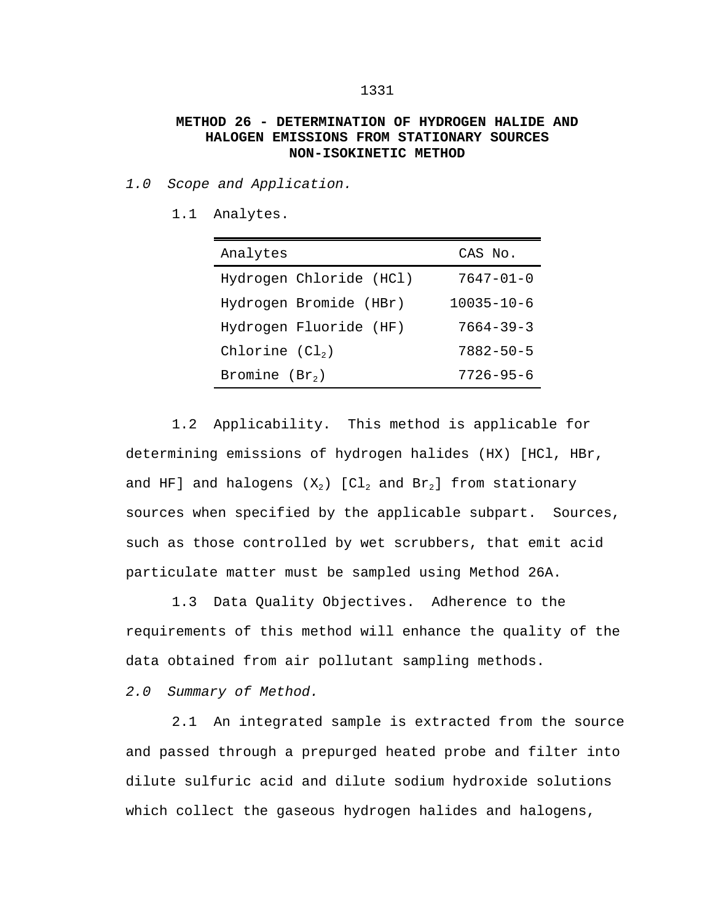# METHOD 26 - DETERMINATION OF HYDROGEN HALIDE AND HALOGEN EMISSIONS FROM STATIONARY SOURCES NON-ISOKINETIC METHOD

*1.0 Scope and Application.*

1.1 Analytes.

| Analytes | CAS No. |
|---|---|
| Hydrogen Chloride (HCl) | 7647-01-0 |
| Hydrogen Bromide (HBr) | 10035-10-6 |
| Hydrogen Fluoride (HF) | 7664-39-3 |
| Chlorine ($Cl_2$) | 7882-50-5 |
| Bromine ($Br_2$) | 7726-95-6 |

1.2 Applicability. This method is applicable for determining emissions of hydrogen halides (HX) [HCl, HBr, and HF] and halogens ($X_2$) [$Cl_2$ and $Br_2$] from stationary sources when specified by the applicable subpart. Sources, such as those controlled by wet scrubbers, that emit acid particulate matter must be sampled using Method 26A.

1.3 Data Quality Objectives. Adherence to the requirements of this method will enhance the quality of the data obtained from air pollutant sampling methods.

*2.0 Summary of Method.*

2.1 An integrated sample is extracted from the source and passed through a prepurged heated probe and filter into dilute sulfuric acid and dilute sodium hydroxide solutions which collect the gaseous hydrogen halides and halogens,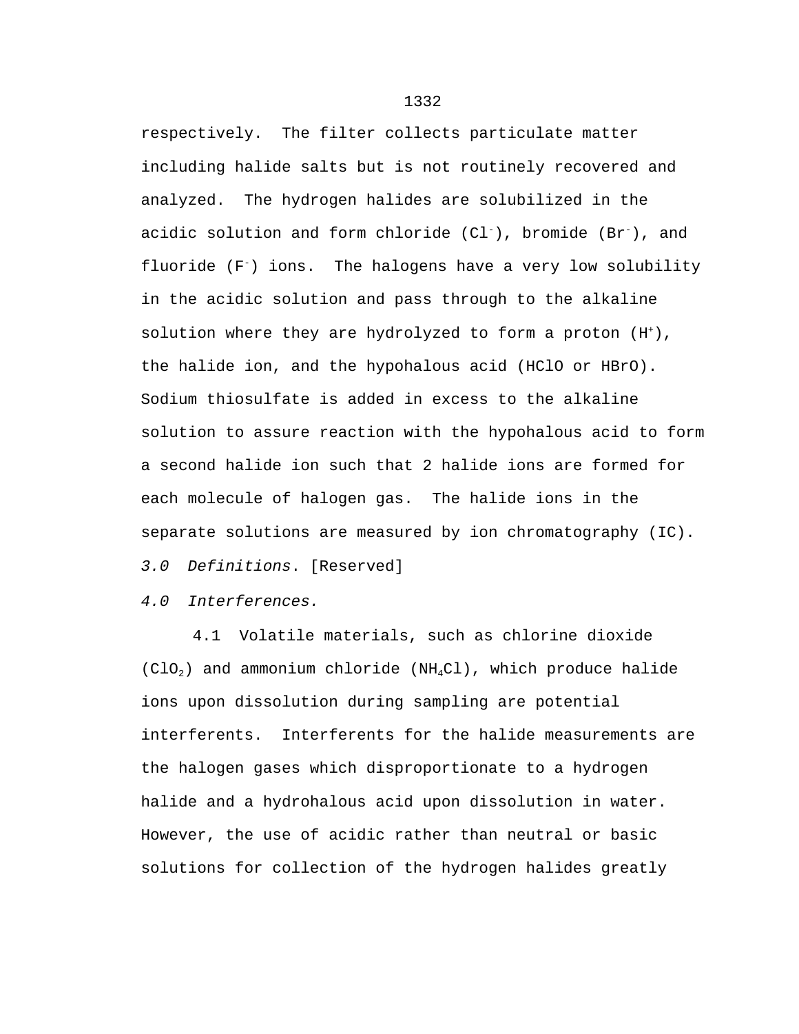respectively. The filter collects particulate matter including halide salts but is not routinely recovered and analyzed. The hydrogen halides are solubilized in the acidic solution and form chloride ($Cl^-$), bromide ($Br^-$), and fluoride ($F^-$) ions. The halogens have a very low solubility in the acidic solution and pass through to the alkaline solution where they are hydrolyzed to form a proton ($H^+$), the halide ion, and the hypohalous acid (HClO or HBrO). Sodium thiosulfate is added in excess to the alkaline solution to assure reaction with the hypohalous acid to form a second halide ion such that 2 halide ions are formed for each molecule of halogen gas. The halide ions in the separate solutions are measured by ion chromatography (IC).

*3.0 Definitions*. [Reserved]

*4.0 Interferences.*

4.1 Volatile materials, such as chlorine dioxide ($ClO_2$) and ammonium chloride ($NH_4Cl$), which produce halide ions upon dissolution during sampling are potential interferents. Interferents for the halide measurements are the halogen gases which disproportionate to a hydrogen halide and a hydrohalous acid upon dissolution in water. However, the use of acidic rather than neutral or basic solutions for collection of the hydrogen halides greatly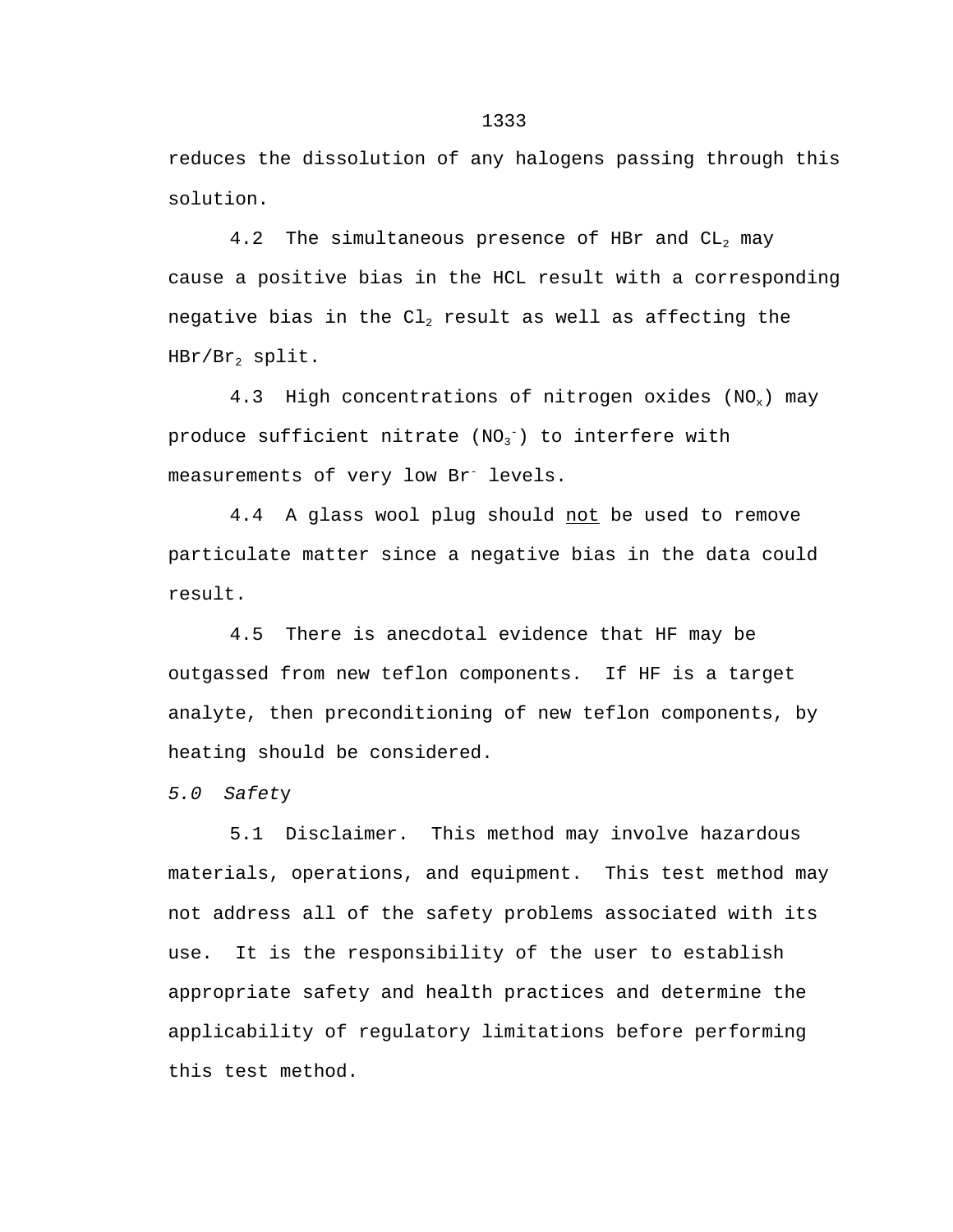reduces the dissolution of any halogens passing through this solution.

4.2 The simultaneous presence of HBr and $CL_2$ may cause a positive bias in the HCL result with a corresponding negative bias in the $Cl_2$ result as well as affecting the $HBr/Br_2$ split.

4.3 High concentrations of nitrogen oxides ($NO_x$) may produce sufficient nitrate ($NO_3^-$) to interfere with measurements of very low $Br^-$ levels.

4.4 A glass wool plug should <u>not</u> be used to remove particulate matter since a negative bias in the data could result.

4.5 There is anecdotal evidence that HF may be outgassed from new teflon components. If HF is a target analyte, then preconditioning of new teflon components, by heating should be considered.

## *5.0 Safety*

5.1 Disclaimer. This method may involve hazardous materials, operations, and equipment. This test method may not address all of the safety problems associated with its use. It is the responsibility of the user to establish appropriate safety and health practices and determine the applicability of regulatory limitations before performing this test method.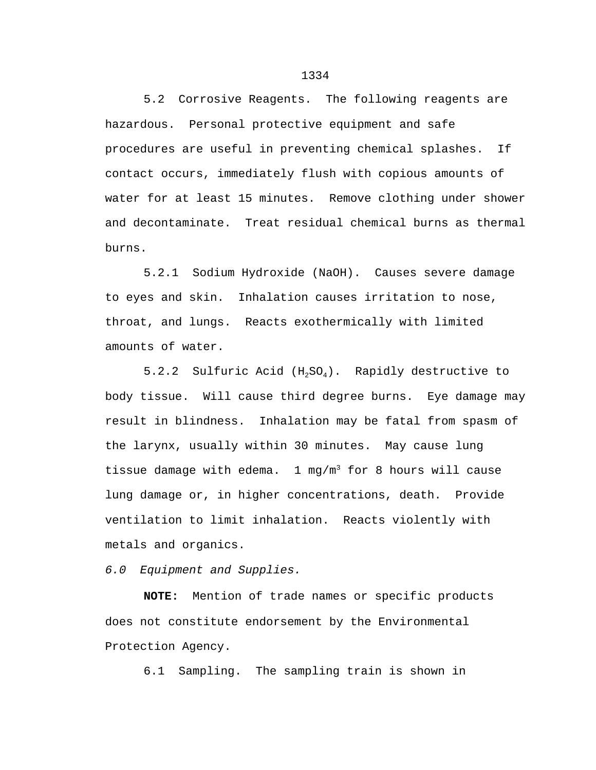5.2 Corrosive Reagents. The following reagents are hazardous. Personal protective equipment and safe procedures are useful in preventing chemical splashes. If contact occurs, immediately flush with copious amounts of water for at least 15 minutes. Remove clothing under shower and decontaminate. Treat residual chemical burns as thermal burns.

5.2.1 Sodium Hydroxide (NaOH). Causes severe damage to eyes and skin. Inhalation causes irritation to nose, throat, and lungs. Reacts exothermically with limited amounts of water.

5.2.2 Sulfuric Acid ($H_2SO_4$). Rapidly destructive to body tissue. Will cause third degree burns. Eye damage may result in blindness. Inhalation may be fatal from spasm of the larynx, usually within 30 minutes. May cause lung tissue damage with edema. 1 $mg/m^3$ for 8 hours will cause lung damage or, in higher concentrations, death. Provide ventilation to limit inhalation. Reacts violently with metals and organics.

*6.0 Equipment and Supplies.*

**NOTE:** Mention of trade names or specific products does not constitute endorsement by the Environmental Protection Agency.

6.1 Sampling. The sampling train is shown in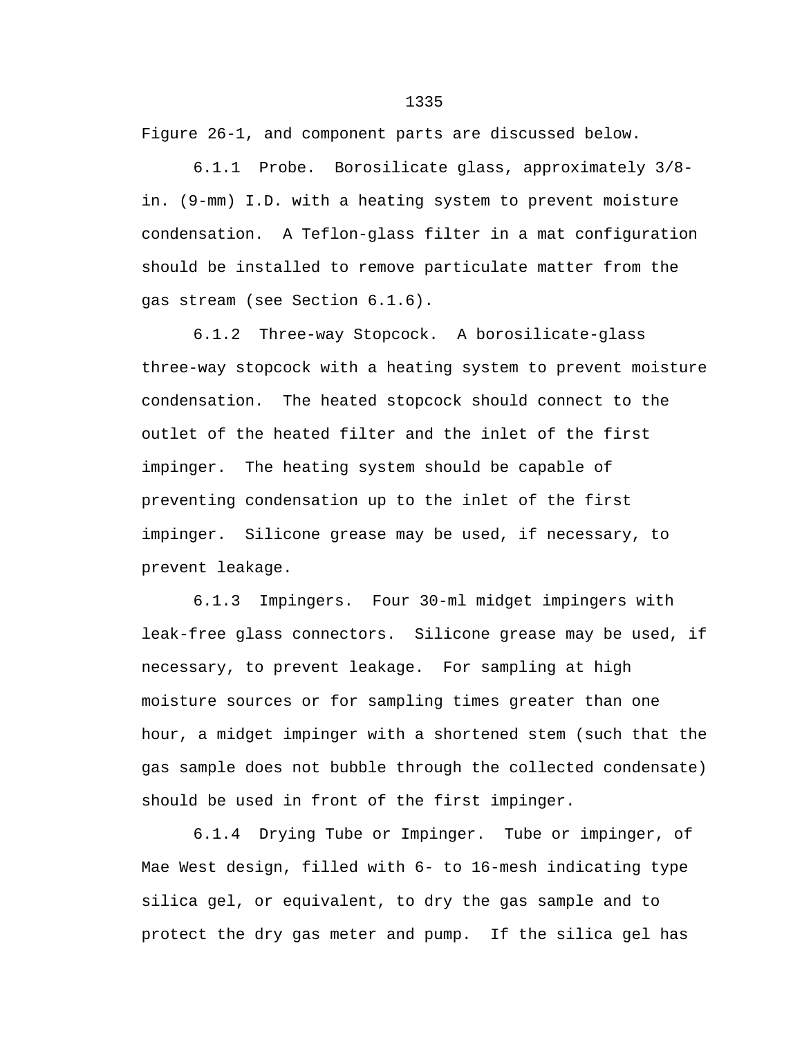Figure 26-1, and component parts are discussed below.

6.1.1 Probe. Borosilicate glass, approximately 3/8-in. (9-mm) I.D. with a heating system to prevent moisture condensation. A Teflon-glass filter in a mat configuration should be installed to remove particulate matter from the gas stream (see Section 6.1.6).

6.1.2 Three-way Stopcock. A borosilicate-glass three-way stopcock with a heating system to prevent moisture condensation. The heated stopcock should connect to the outlet of the heated filter and the inlet of the first impinger. The heating system should be capable of preventing condensation up to the inlet of the first impinger. Silicone grease may be used, if necessary, to prevent leakage.

6.1.3 Impingers. Four 30-ml midget impingers with leak-free glass connectors. Silicone grease may be used, if necessary, to prevent leakage. For sampling at high moisture sources or for sampling times greater than one hour, a midget impinger with a shortened stem (such that the gas sample does not bubble through the collected condensate) should be used in front of the first impinger.

6.1.4 Drying Tube or Impinger. Tube or impinger, of Mae West design, filled with 6- to 16-mesh indicating type silica gel, or equivalent, to dry the gas sample and to protect the dry gas meter and pump. If the silica gel has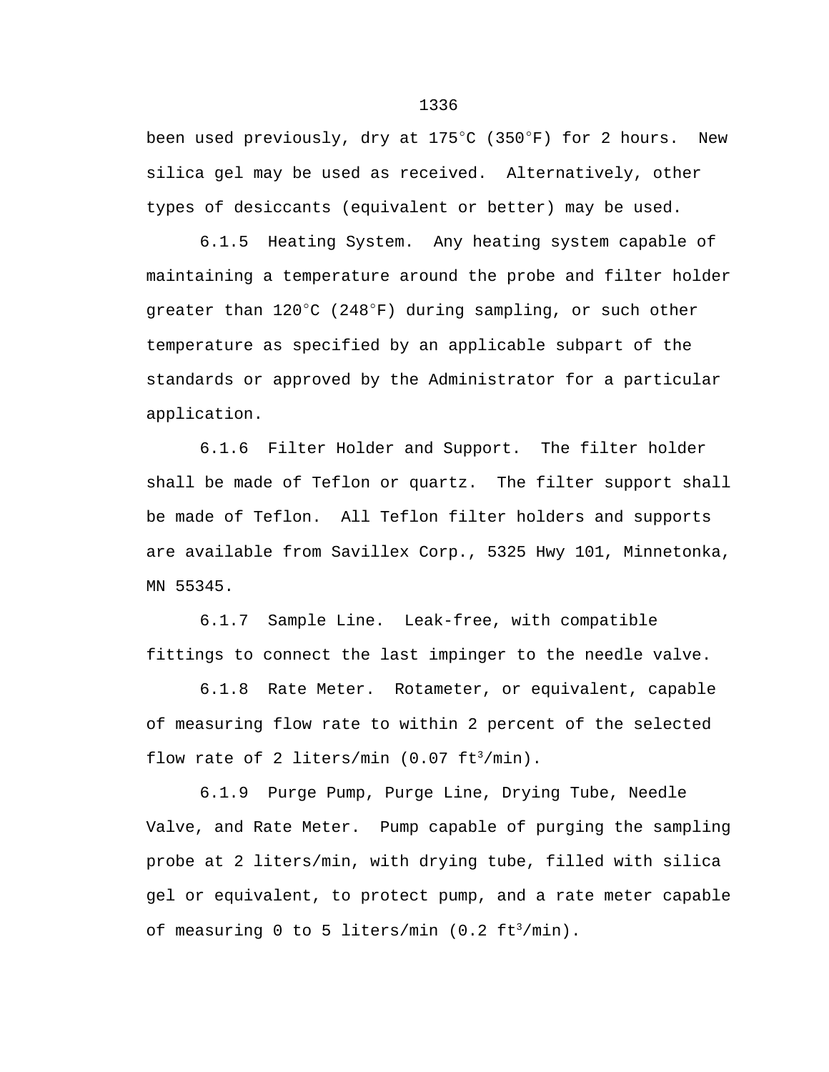been used previously, dry at 175°C (350°F) for 2 hours. New silica gel may be used as received. Alternatively, other types of desiccants (equivalent or better) may be used.

6.1.5 Heating System. Any heating system capable of maintaining a temperature around the probe and filter holder greater than 120°C (248°F) during sampling, or such other temperature as specified by an applicable subpart of the standards or approved by the Administrator for a particular application.

6.1.6 Filter Holder and Support. The filter holder shall be made of Teflon or quartz. The filter support shall be made of Teflon. All Teflon filter holders and supports are available from Savillex Corp., 5325 Hwy 101, Minnetonka, MN 55345.

6.1.7 Sample Line. Leak-free, with compatible fittings to connect the last impinger to the needle valve.

6.1.8 Rate Meter. Rotameter, or equivalent, capable of measuring flow rate to within 2 percent of the selected flow rate of 2 liters/min (0.07 $ft^3$/min).

6.1.9 Purge Pump, Purge Line, Drying Tube, Needle Valve, and Rate Meter. Pump capable of purging the sampling probe at 2 liters/min, with drying tube, filled with silica gel or equivalent, to protect pump, and a rate meter capable of measuring 0 to 5 liters/min (0.2 $ft^3$/min).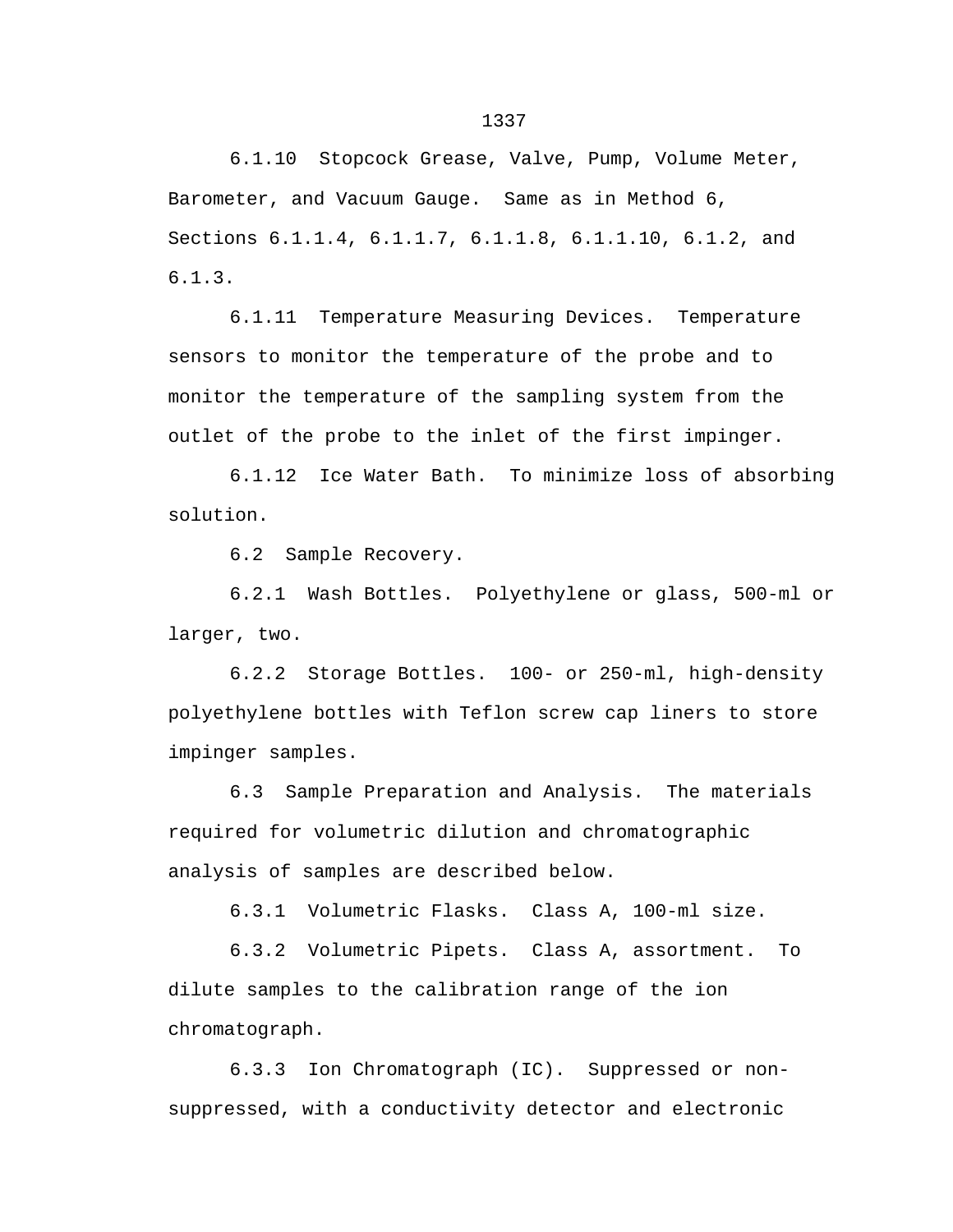6.1.10 Stopcock Grease, Valve, Pump, Volume Meter, Barometer, and Vacuum Gauge. Same as in Method 6, Sections 6.1.1.4, 6.1.1.7, 6.1.1.8, 6.1.1.10, 6.1.2, and 6.1.3.

6.1.11 Temperature Measuring Devices. Temperature sensors to monitor the temperature of the probe and to monitor the temperature of the sampling system from the outlet of the probe to the inlet of the first impinger.

6.1.12 Ice Water Bath. To minimize loss of absorbing solution.

6.2 Sample Recovery.

6.2.1 Wash Bottles. Polyethylene or glass, 500-ml or larger, two.

6.2.2 Storage Bottles. 100- or 250-ml, high-density polyethylene bottles with Teflon screw cap liners to store impinger samples.

6.3 Sample Preparation and Analysis. The materials required for volumetric dilution and chromatographic analysis of samples are described below.

6.3.1 Volumetric Flasks. Class A, 100-ml size.

6.3.2 Volumetric Pipets. Class A, assortment. To dilute samples to the calibration range of the ion chromatograph.

6.3.3 Ion Chromatograph (IC). Suppressed or non-suppressed, with a conductivity detector and electronic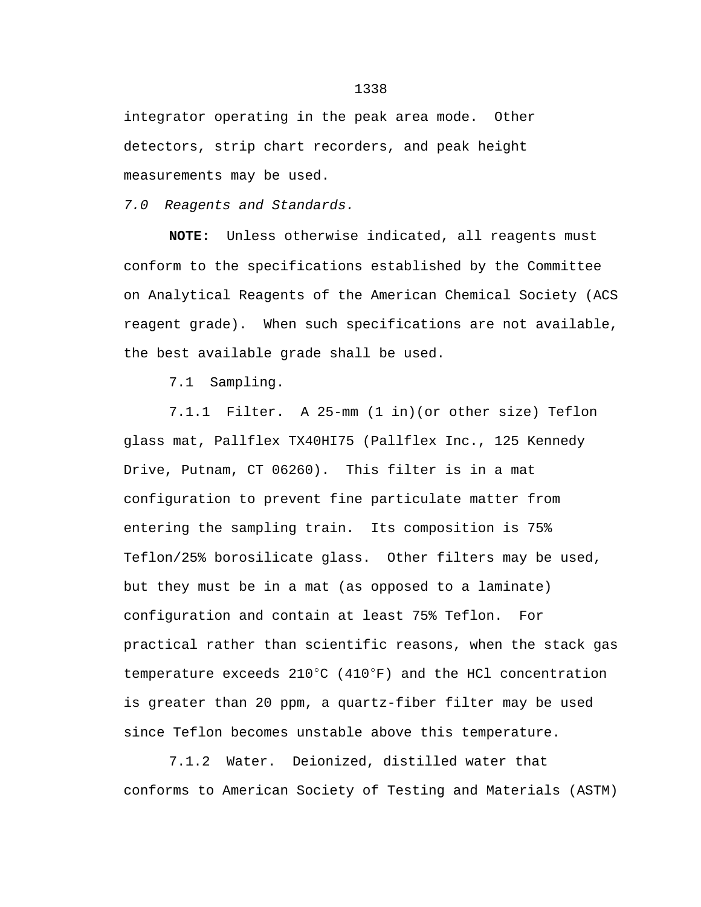integrator operating in the peak area mode. Other detectors, strip chart recorders, and peak height measurements may be used.

*7.0 Reagents and Standards.*

**NOTE:** Unless otherwise indicated, all reagents must conform to the specifications established by the Committee on Analytical Reagents of the American Chemical Society (ACS reagent grade). When such specifications are not available, the best available grade shall be used.

7.1 Sampling.

7.1.1 Filter. A 25-mm (1 in)(or other size) Teflon glass mat, Pallflex TX40HI75 (Pallflex Inc., 125 Kennedy Drive, Putnam, CT 06260). This filter is in a mat configuration to prevent fine particulate matter from entering the sampling train. Its composition is 75% Teflon/25% borosilicate glass. Other filters may be used, but they must be in a mat (as opposed to a laminate) configuration and contain at least 75% Teflon. For practical rather than scientific reasons, when the stack gas temperature exceeds 210°C (410°F) and the HCl concentration is greater than 20 ppm, a quartz-fiber filter may be used since Teflon becomes unstable above this temperature.

7.1.2 Water. Deionized, distilled water that conforms to American Society of Testing and Materials (ASTM)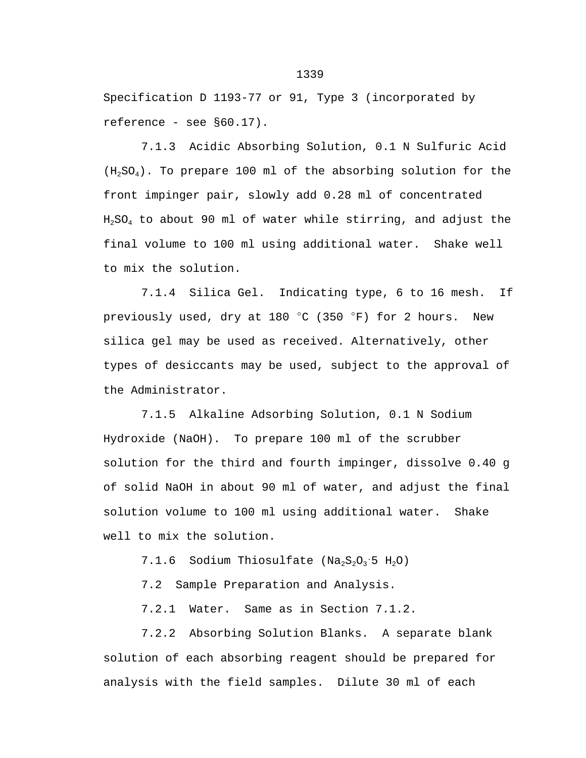Specification D 1193-77 or 91, Type 3 (incorporated by reference - see §60.17).

7.1.3 Acidic Absorbing Solution, 0.1 N Sulfuric Acid ($H_2SO_4$). To prepare 100 ml of the absorbing solution for the front impinger pair, slowly add 0.28 ml of concentrated $H_2SO_4$ to about 90 ml of water while stirring, and adjust the final volume to 100 ml using additional water. Shake well to mix the solution.

7.1.4 Silica Gel. Indicating type, 6 to 16 mesh. If previously used, dry at 180 °C (350 °F) for 2 hours. New silica gel may be used as received. Alternatively, other types of desiccants may be used, subject to the approval of the Administrator.

7.1.5 Alkaline Adsorbing Solution, 0.1 N Sodium Hydroxide (NaOH). To prepare 100 ml of the scrubber solution for the third and fourth impinger, dissolve 0.40 g of solid NaOH in about 90 ml of water, and adjust the final solution volume to 100 ml using additional water. Shake well to mix the solution.

7.1.6 Sodium Thiosulfate ($Na_2S_2O_3 \cdot 5\ H_2O$)

7.2 Sample Preparation and Analysis.

7.2.1 Water. Same as in Section 7.1.2.

7.2.2 Absorbing Solution Blanks. A separate blank solution of each absorbing reagent should be prepared for analysis with the field samples. Dilute 30 ml of each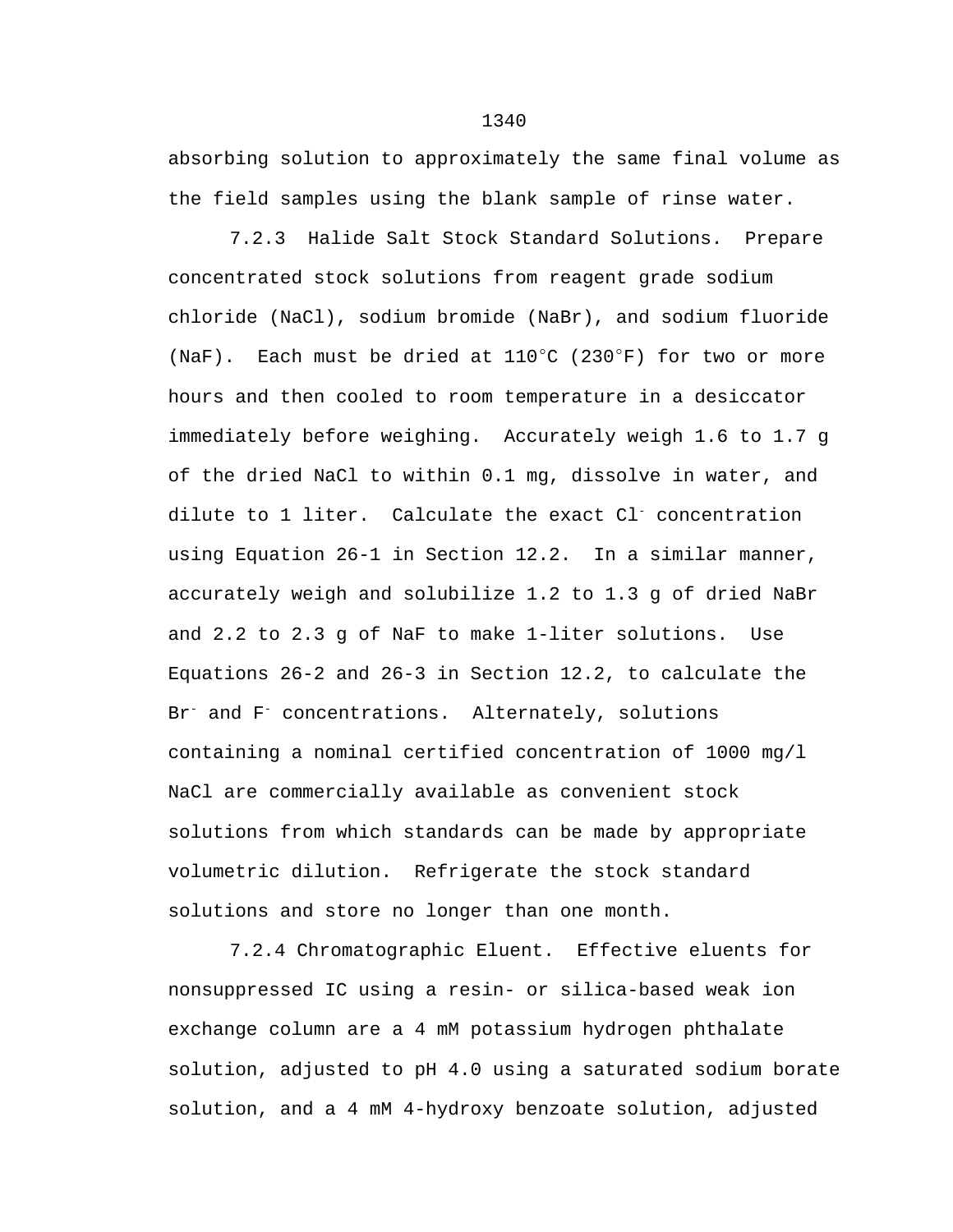absorbing solution to approximately the same final volume as the field samples using the blank sample of rinse water.

7.2.3 Halide Salt Stock Standard Solutions. Prepare concentrated stock solutions from reagent grade sodium chloride (NaCl), sodium bromide (NaBr), and sodium fluoride (NaF). Each must be dried at 110°C (230°F) for two or more hours and then cooled to room temperature in a desiccator immediately before weighing. Accurately weigh 1.6 to 1.7 g of the dried NaCl to within 0.1 mg, dissolve in water, and dilute to 1 liter. Calculate the exact $Cl^-$ concentration using Equation 26-1 in Section 12.2. In a similar manner, accurately weigh and solubilize 1.2 to 1.3 g of dried NaBr and 2.2 to 2.3 g of NaF to make 1-liter solutions. Use Equations 26-2 and 26-3 in Section 12.2, to calculate the $Br^-$ and $F^-$ concentrations. Alternately, solutions containing a nominal certified concentration of 1000 mg/l NaCl are commercially available as convenient stock solutions from which standards can be made by appropriate volumetric dilution. Refrigerate the stock standard solutions and store no longer than one month.

7.2.4 Chromatographic Eluent. Effective eluents for nonsuppressed IC using a resin- or silica-based weak ion exchange column are a 4 mM potassium hydrogen phthalate solution, adjusted to pH 4.0 using a saturated sodium borate solution, and a 4 mM 4-hydroxy benzoate solution, adjusted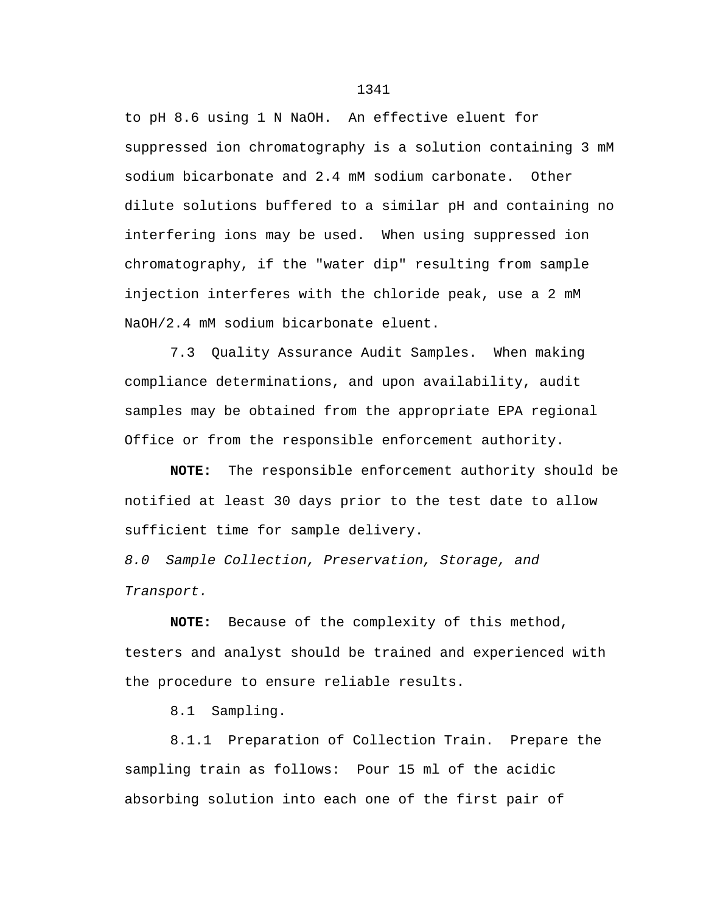to pH 8.6 using 1 N NaOH. An effective eluent for suppressed ion chromatography is a solution containing 3 mM sodium bicarbonate and 2.4 mM sodium carbonate. Other dilute solutions buffered to a similar pH and containing no interfering ions may be used. When using suppressed ion chromatography, if the "water dip" resulting from sample injection interferes with the chloride peak, use a 2 mM NaOH/2.4 mM sodium bicarbonate eluent.

7.3 Quality Assurance Audit Samples. When making compliance determinations, and upon availability, audit samples may be obtained from the appropriate EPA regional Office or from the responsible enforcement authority.

**NOTE:** The responsible enforcement authority should be notified at least 30 days prior to the test date to allow sufficient time for sample delivery.

*8.0 Sample Collection, Preservation, Storage, and Transport.*

**NOTE:** Because of the complexity of this method, testers and analyst should be trained and experienced with the procedure to ensure reliable results.

8.1 Sampling.

8.1.1 Preparation of Collection Train. Prepare the sampling train as follows: Pour 15 ml of the acidic absorbing solution into each one of the first pair of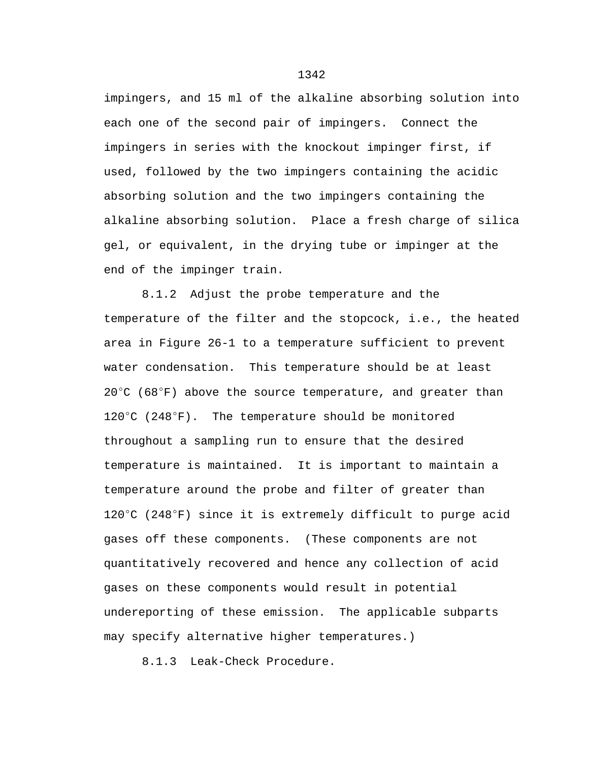impingers, and 15 ml of the alkaline absorbing solution into each one of the second pair of impingers. Connect the impingers in series with the knockout impinger first, if used, followed by the two impingers containing the acidic absorbing solution and the two impingers containing the alkaline absorbing solution. Place a fresh charge of silica gel, or equivalent, in the drying tube or impinger at the end of the impinger train.

8.1.2 Adjust the probe temperature and the temperature of the filter and the stopcock, i.e., the heated area in Figure 26-1 to a temperature sufficient to prevent water condensation. This temperature should be at least 20°C (68°F) above the source temperature, and greater than 120°C (248°F). The temperature should be monitored throughout a sampling run to ensure that the desired temperature is maintained. It is important to maintain a temperature around the probe and filter of greater than 120°C (248°F) since it is extremely difficult to purge acid gases off these components. (These components are not quantitatively recovered and hence any collection of acid gases on these components would result in potential undereporting of these emission. The applicable subparts may specify alternative higher temperatures.)

8.1.3 Leak-Check Procedure.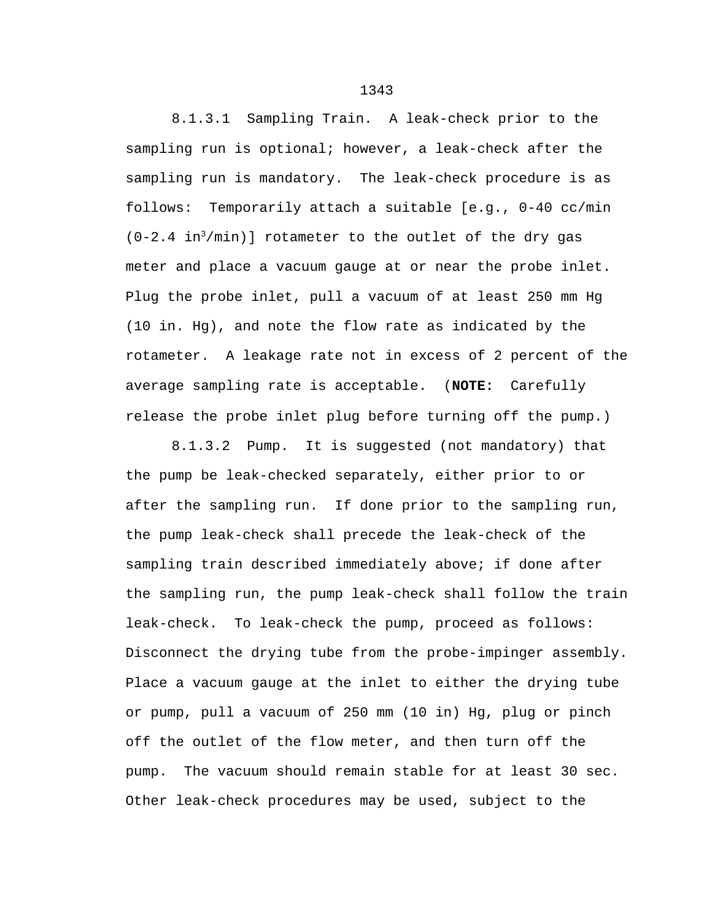8.1.3.1 Sampling Train. A leak-check prior to the sampling run is optional; however, a leak-check after the sampling run is mandatory. The leak-check procedure is as follows: Temporarily attach a suitable [e.g., 0-40 cc/min (0-2.4 $in^3$/min)] rotameter to the outlet of the dry gas meter and place a vacuum gauge at or near the probe inlet. Plug the probe inlet, pull a vacuum of at least 250 mm Hg (10 in. Hg), and note the flow rate as indicated by the rotameter. A leakage rate not in excess of 2 percent of the average sampling rate is acceptable. (**NOTE:** Carefully release the probe inlet plug before turning off the pump.)

8.1.3.2 Pump. It is suggested (not mandatory) that the pump be leak-checked separately, either prior to or after the sampling run. If done prior to the sampling run, the pump leak-check shall precede the leak-check of the sampling train described immediately above; if done after the sampling run, the pump leak-check shall follow the train leak-check. To leak-check the pump, proceed as follows: Disconnect the drying tube from the probe-impinger assembly. Place a vacuum gauge at the inlet to either the drying tube or pump, pull a vacuum of 250 mm (10 in) Hg, plug or pinch off the outlet of the flow meter, and then turn off the pump. The vacuum should remain stable for at least 30 sec. Other leak-check procedures may be used, subject to the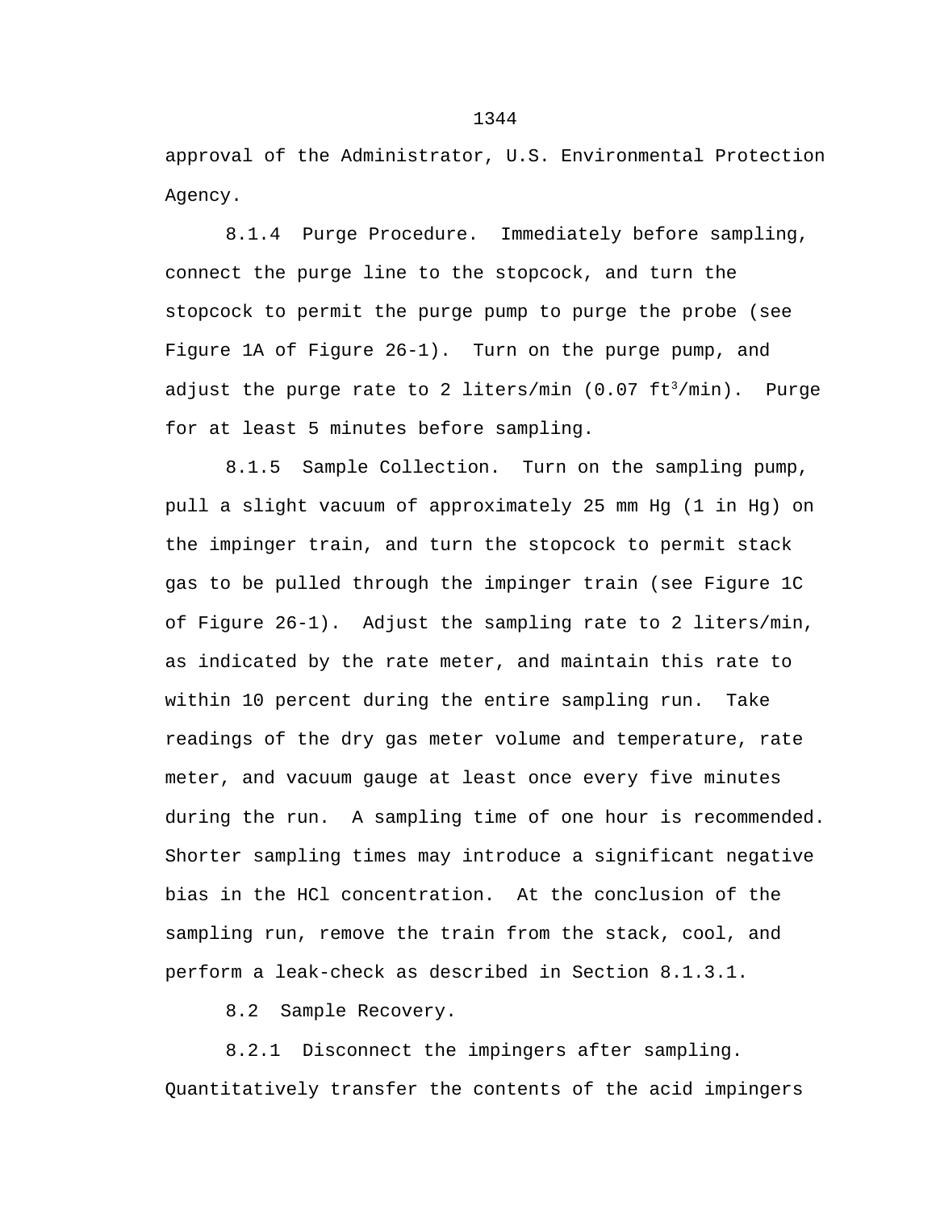approval of the Administrator, U.S. Environmental Protection Agency.

8.1.4 Purge Procedure. Immediately before sampling, connect the purge line to the stopcock, and turn the stopcock to permit the purge pump to purge the probe (see Figure 1A of Figure 26-1). Turn on the purge pump, and adjust the purge rate to 2 liters/min (0.07 $ft^3$/min). Purge for at least 5 minutes before sampling.

8.1.5 Sample Collection. Turn on the sampling pump, pull a slight vacuum of approximately 25 mm Hg (1 in Hg) on the impinger train, and turn the stopcock to permit stack gas to be pulled through the impinger train (see Figure 1C of Figure 26-1). Adjust the sampling rate to 2 liters/min, as indicated by the rate meter, and maintain this rate to within 10 percent during the entire sampling run. Take readings of the dry gas meter volume and temperature, rate meter, and vacuum gauge at least once every five minutes during the run. A sampling time of one hour is recommended. Shorter sampling times may introduce a significant negative bias in the HCl concentration. At the conclusion of the sampling run, remove the train from the stack, cool, and perform a leak-check as described in Section 8.1.3.1.

8.2 Sample Recovery.

8.2.1 Disconnect the impingers after sampling. Quantitatively transfer the contents of the acid impingers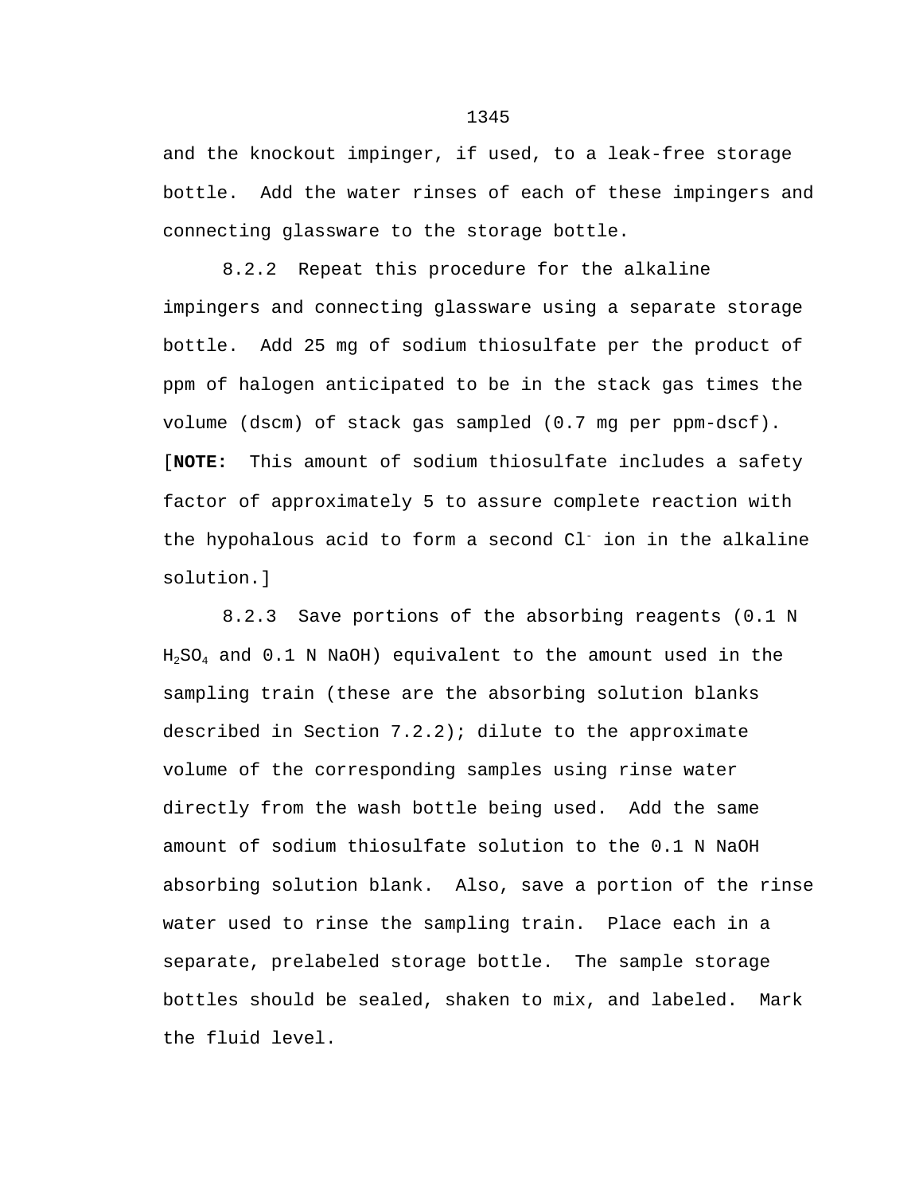and the knockout impinger, if used, to a leak-free storage bottle. Add the water rinses of each of these impingers and connecting glassware to the storage bottle.

8.2.2 Repeat this procedure for the alkaline impingers and connecting glassware using a separate storage bottle. Add 25 mg of sodium thiosulfate per the product of ppm of halogen anticipated to be in the stack gas times the volume (dscm) of stack gas sampled (0.7 mg per ppm-dscf). [**NOTE:** This amount of sodium thiosulfate includes a safety factor of approximately 5 to assure complete reaction with the hypohalous acid to form a second $Cl^-$ ion in the alkaline solution.]

8.2.3 Save portions of the absorbing reagents (0.1 N $H_2SO_4$ and 0.1 N NaOH) equivalent to the amount used in the sampling train (these are the absorbing solution blanks described in Section 7.2.2); dilute to the approximate volume of the corresponding samples using rinse water directly from the wash bottle being used. Add the same amount of sodium thiosulfate solution to the 0.1 N NaOH absorbing solution blank. Also, save a portion of the rinse water used to rinse the sampling train. Place each in a separate, prelabeled storage bottle. The sample storage bottles should be sealed, shaken to mix, and labeled. Mark the fluid level.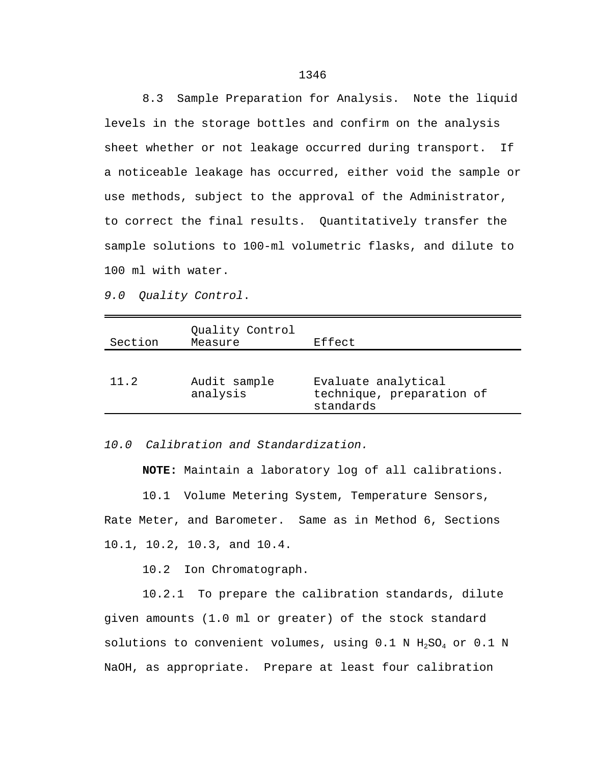8.3 Sample Preparation for Analysis. Note the liquid levels in the storage bottles and confirm on the analysis sheet whether or not leakage occurred during transport. If a noticeable leakage has occurred, either void the sample or use methods, subject to the approval of the Administrator, to correct the final results. Quantitatively transfer the sample solutions to 100-ml volumetric flasks, and dilute to 100 ml with water.

*9.0 Quality Control.*

| Section | Quality Control Measure | Effect |
|---|---|---|
| 11.2 | Audit sample analysis | Evaluate analytical technique, preparation of standards |

*10.0 Calibration and Standardization.*

**NOTE:** Maintain a laboratory log of all calibrations.

10.1 Volume Metering System, Temperature Sensors, Rate Meter, and Barometer. Same as in Method 6, Sections 10.1, 10.2, 10.3, and 10.4.

10.2 Ion Chromatograph.

10.2.1 To prepare the calibration standards, dilute given amounts (1.0 ml or greater) of the stock standard solutions to convenient volumes, using 0.1 N $H_2SO_4$ or 0.1 N NaOH, as appropriate. Prepare at least four calibration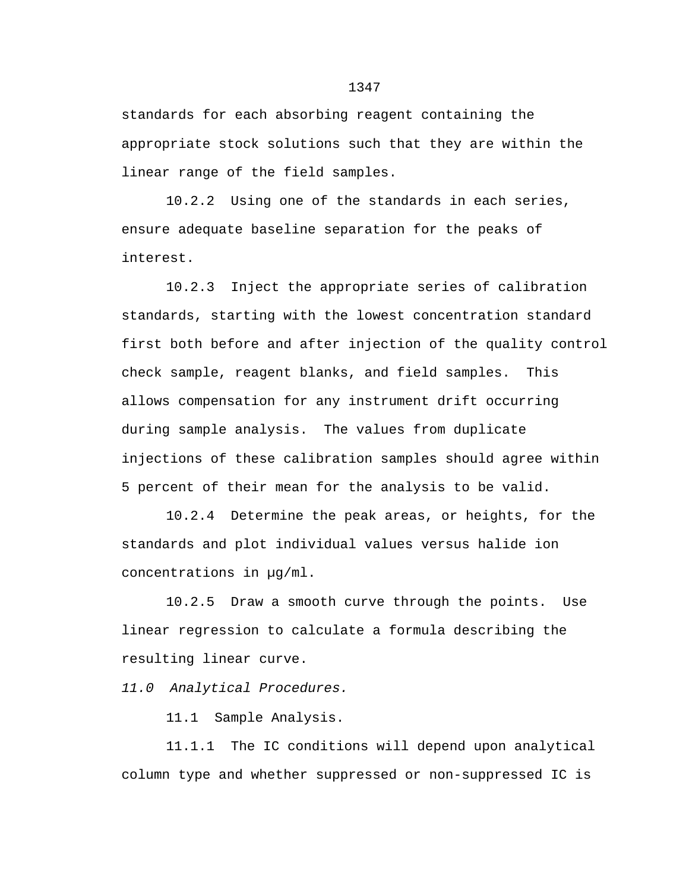standards for each absorbing reagent containing the appropriate stock solutions such that they are within the linear range of the field samples.

10.2.2 Using one of the standards in each series, ensure adequate baseline separation for the peaks of interest.

10.2.3 Inject the appropriate series of calibration standards, starting with the lowest concentration standard first both before and after injection of the quality control check sample, reagent blanks, and field samples. This allows compensation for any instrument drift occurring during sample analysis. The values from duplicate injections of these calibration samples should agree within 5 percent of their mean for the analysis to be valid.

10.2.4 Determine the peak areas, or heights, for the standards and plot individual values versus halide ion concentrations in μg/ml.

10.2.5 Draw a smooth curve through the points. Use linear regression to calculate a formula describing the resulting linear curve.

*11.0 Analytical Procedures.*

11.1 Sample Analysis.

11.1.1 The IC conditions will depend upon analytical column type and whether suppressed or non-suppressed IC is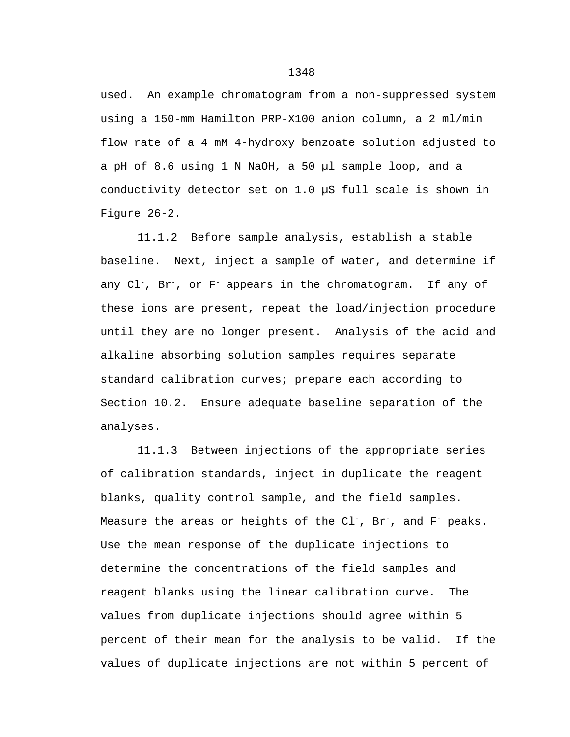used. An example chromatogram from a non-suppressed system using a 150-mm Hamilton PRP-X100 anion column, a 2 ml/min flow rate of a 4 mM 4-hydroxy benzoate solution adjusted to a pH of 8.6 using 1 N NaOH, a 50 µl sample loop, and a conductivity detector set on 1.0 µS full scale is shown in Figure 26-2.

11.1.2 Before sample analysis, establish a stable baseline. Next, inject a sample of water, and determine if any $Cl^-$, $Br^-$, or $F^-$ appears in the chromatogram. If any of these ions are present, repeat the load/injection procedure until they are no longer present. Analysis of the acid and alkaline absorbing solution samples requires separate standard calibration curves; prepare each according to Section 10.2. Ensure adequate baseline separation of the analyses.

11.1.3 Between injections of the appropriate series of calibration standards, inject in duplicate the reagent blanks, quality control sample, and the field samples. Measure the areas or heights of the $Cl^-$, $Br^-$, and $F^-$ peaks. Use the mean response of the duplicate injections to determine the concentrations of the field samples and reagent blanks using the linear calibration curve. The values from duplicate injections should agree within 5 percent of their mean for the analysis to be valid. If the values of duplicate injections are not within 5 percent of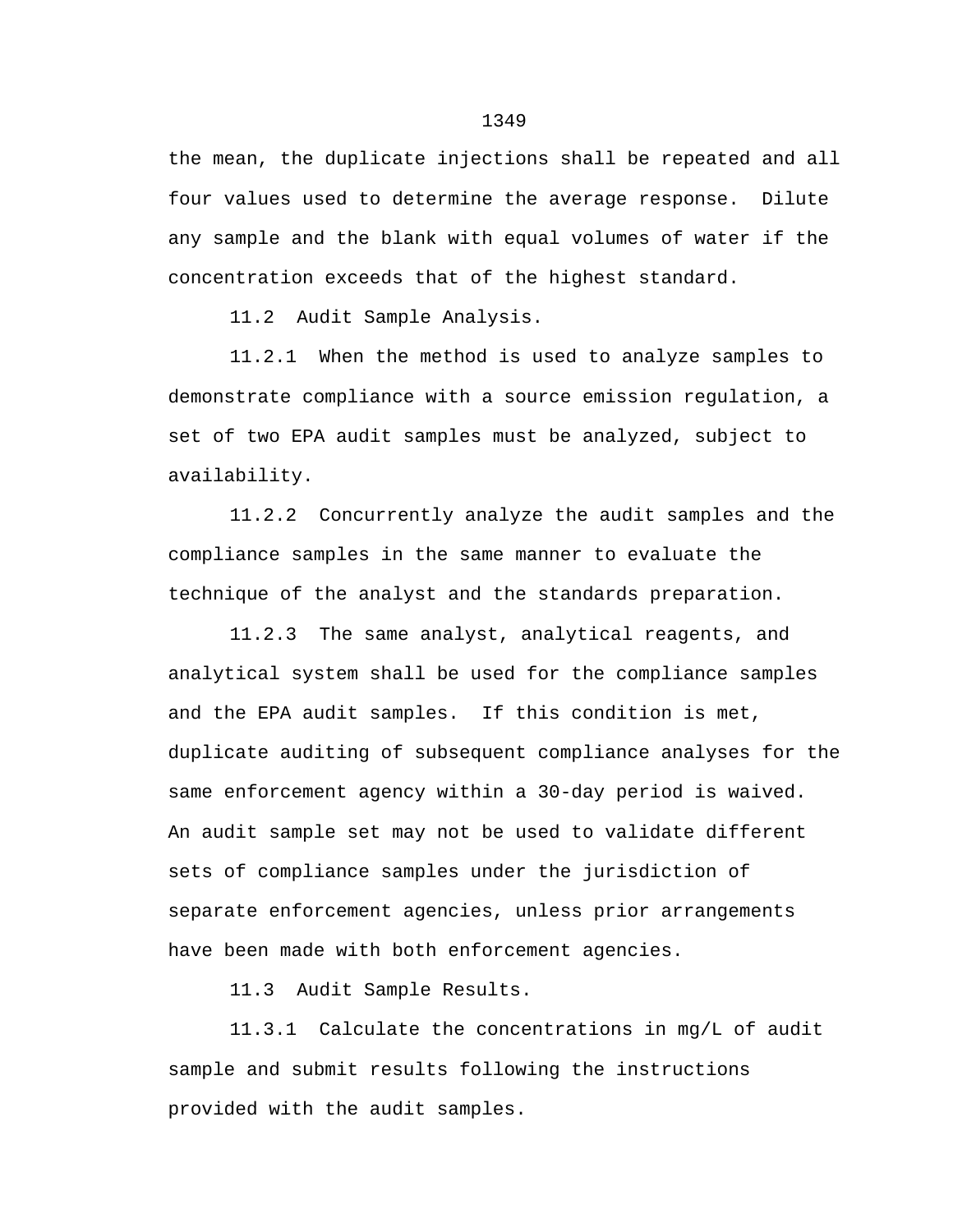the mean, the duplicate injections shall be repeated and all four values used to determine the average response. Dilute any sample and the blank with equal volumes of water if the concentration exceeds that of the highest standard.

11.2 Audit Sample Analysis.

11.2.1 When the method is used to analyze samples to demonstrate compliance with a source emission regulation, a set of two EPA audit samples must be analyzed, subject to availability.

11.2.2 Concurrently analyze the audit samples and the compliance samples in the same manner to evaluate the technique of the analyst and the standards preparation.

11.2.3 The same analyst, analytical reagents, and analytical system shall be used for the compliance samples and the EPA audit samples. If this condition is met, duplicate auditing of subsequent compliance analyses for the same enforcement agency within a 30-day period is waived. An audit sample set may not be used to validate different sets of compliance samples under the jurisdiction of separate enforcement agencies, unless prior arrangements have been made with both enforcement agencies.

11.3 Audit Sample Results.

11.3.1 Calculate the concentrations in mg/L of audit sample and submit results following the instructions provided with the audit samples.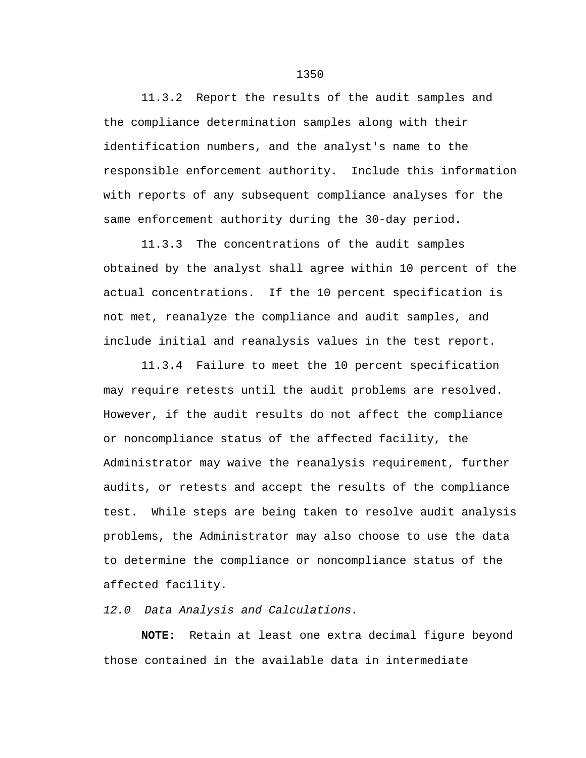11.3.2 Report the results of the audit samples and the compliance determination samples along with their identification numbers, and the analyst's name to the responsible enforcement authority. Include this information with reports of any subsequent compliance analyses for the same enforcement authority during the 30-day period.

11.3.3 The concentrations of the audit samples obtained by the analyst shall agree within 10 percent of the actual concentrations. If the 10 percent specification is not met, reanalyze the compliance and audit samples, and include initial and reanalysis values in the test report.

11.3.4 Failure to meet the 10 percent specification may require retests until the audit problems are resolved. However, if the audit results do not affect the compliance or noncompliance status of the affected facility, the Administrator may waive the reanalysis requirement, further audits, or retests and accept the results of the compliance test. While steps are being taken to resolve audit analysis problems, the Administrator may also choose to use the data to determine the compliance or noncompliance status of the affected facility.

*12.0 Data Analysis and Calculations.*

**NOTE:** Retain at least one extra decimal figure beyond those contained in the available data in intermediate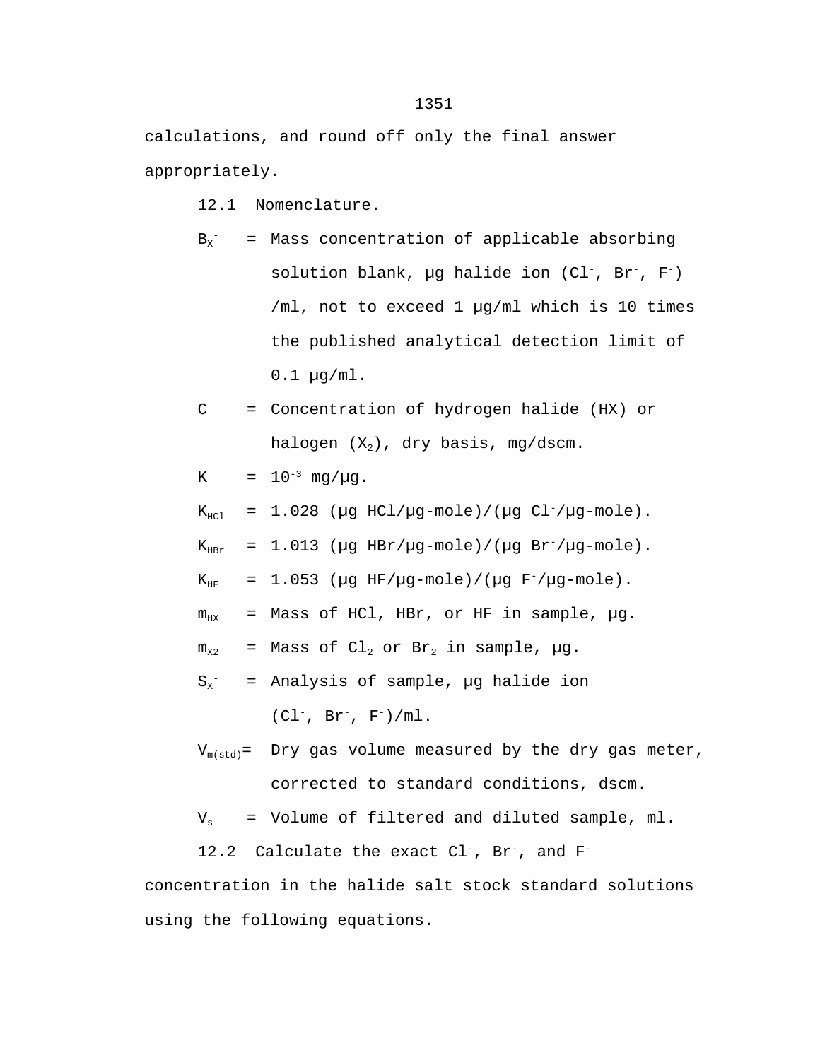calculations, and round off only the final answer appropriately.

12.1 Nomenclature.

$B_{X^-}$ = Mass concentration of applicable absorbing solution blank, μg halide ion ($Cl^-$, $Br^-$, $F^-$) /ml, not to exceed 1 μg/ml which is 10 times the published analytical detection limit of 0.1 μg/ml.

C = Concentration of hydrogen halide (HX) or halogen ($X_2$), dry basis, mg/dscm.

K = $10^{-3}$ mg/μg.

$K_{HCl}$ = 1.028 (μg HCl/μg-mole)/(μg $Cl^-$/μg-mole).

$K_{HBr}$ = 1.013 (μg HBr/μg-mole)/(μg $Br^-$/μg-mole).

$K_{HF}$ = 1.053 (μg HF/μg-mole)/(μg $F^-$/μg-mole).

$m_{HX}$ = Mass of HCl, HBr, or HF in sample, μg.

$m_{X2}$ = Mass of $Cl_2$ or $Br_2$ in sample, μg.

$S_{X^-}$ = Analysis of sample, μg halide ion ($Cl^-$, $Br^-$, $F^-$)/ml.

$V_{m(std)}$ = Dry gas volume measured by the dry gas meter, corrected to standard conditions, dscm.

$V_s$ = Volume of filtered and diluted sample, ml.

12.2 Calculate the exact $Cl^-$, $Br^-$, and $F^-$ concentration in the halide salt stock standard solutions using the following equations.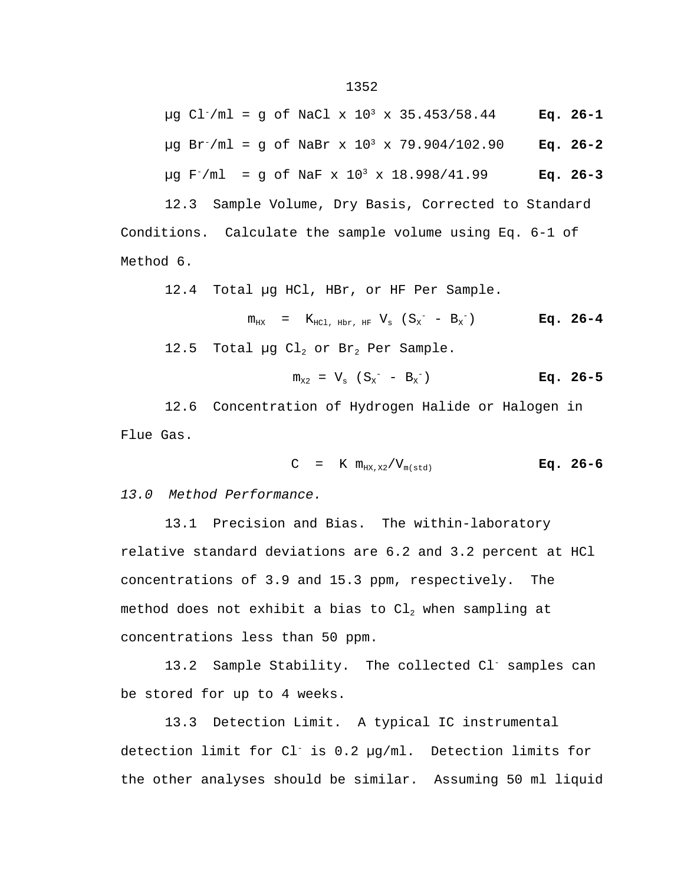$$\mu g\ Cl^-/ml = g\ of\ NaCl \times 10^3 \times 35.453/58.44 \qquad \textbf{Eq. 26-1}$$

$$\mu g\ Br^-/ml = g\ of\ NaBr \times 10^3 \times 79.904/102.90 \qquad \textbf{Eq. 26-2}$$

$$\mu g\ F^-/ml = g\ of\ NaF \times 10^3 \times 18.998/41.99 \qquad \textbf{Eq. 26-3}$$

12.3 Sample Volume, Dry Basis, Corrected to Standard Conditions. Calculate the sample volume using Eq. 6-1 of Method 6.

12.4 Total μg HCl, HBr, or HF Per Sample.

$$m_{HX} = K_{HCl,\ Hbr,\ HF}\ V_s\ (S_{X^-} - B_{X^-}) \qquad \textbf{Eq. 26-4}$$

12.5 Total μg $Cl_2$ or $Br_2$ Per Sample.

$$m_{X2} = V_s\ (S_{X^-} - B_{X^-}) \qquad \textbf{Eq. 26-5}$$

12.6 Concentration of Hydrogen Halide or Halogen in Flue Gas.

$$C = K\ m_{HX,X2}/V_{m(std)} \qquad \textbf{Eq. 26-6}$$

*13.0 Method Performance.*

13.1 Precision and Bias. The within-laboratory relative standard deviations are 6.2 and 3.2 percent at HCl concentrations of 3.9 and 15.3 ppm, respectively. The method does not exhibit a bias to $Cl_2$ when sampling at concentrations less than 50 ppm.

13.2 Sample Stability. The collected $Cl^-$ samples can be stored for up to 4 weeks.

13.3 Detection Limit. A typical IC instrumental detection limit for $Cl^-$ is 0.2 μg/ml. Detection limits for the other analyses should be similar. Assuming 50 ml liquid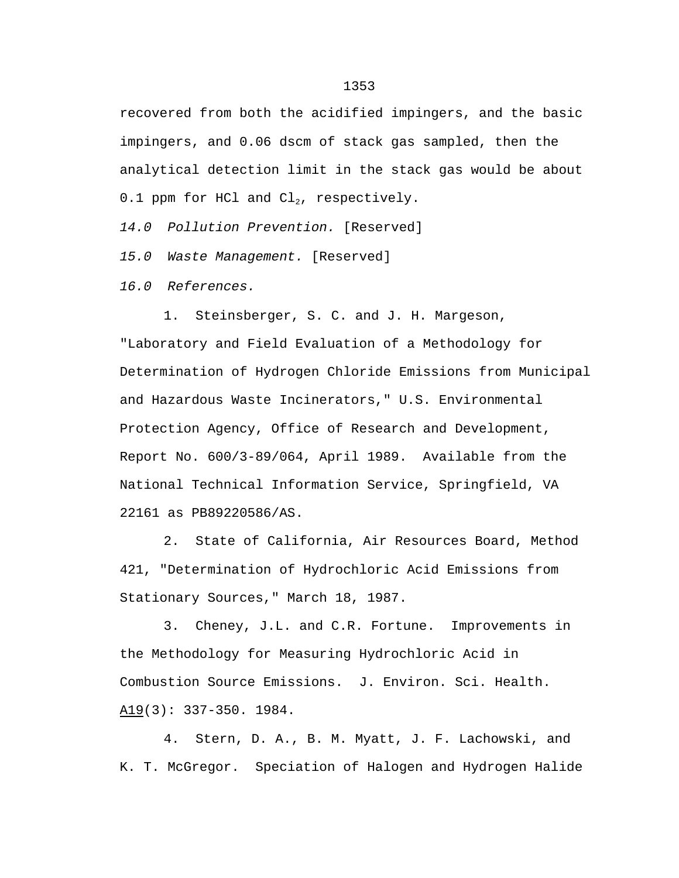recovered from both the acidified impingers, and the basic impingers, and 0.06 dscm of stack gas sampled, then the analytical detection limit in the stack gas would be about 0.1 ppm for HCl and $Cl_2$, respectively.

*14.0 Pollution Prevention.* [Reserved]

*15.0 Waste Management.* [Reserved]

*16.0 References.*

1. Steinsberger, S. C. and J. H. Margeson, "Laboratory and Field Evaluation of a Methodology for Determination of Hydrogen Chloride Emissions from Municipal and Hazardous Waste Incinerators," U.S. Environmental Protection Agency, Office of Research and Development, Report No. 600/3-89/064, April 1989. Available from the National Technical Information Service, Springfield, VA 22161 as PB89220586/AS.

2. State of California, Air Resources Board, Method 421, "Determination of Hydrochloric Acid Emissions from Stationary Sources," March 18, 1987.

3. Cheney, J.L. and C.R. Fortune. Improvements in the Methodology for Measuring Hydrochloric Acid in Combustion Source Emissions. J. Environ. Sci. Health. A19(3): 337-350. 1984.

4. Stern, D. A., B. M. Myatt, J. F. Lachowski, and K. T. McGregor. Speciation of Halogen and Hydrogen Halide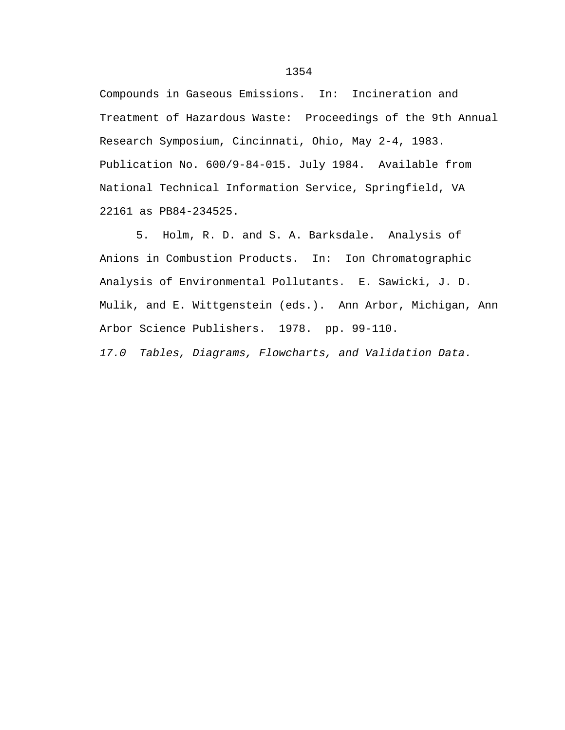Compounds in Gaseous Emissions. In: Incineration and Treatment of Hazardous Waste: Proceedings of the 9th Annual Research Symposium, Cincinnati, Ohio, May 2-4, 1983. Publication No. 600/9-84-015. July 1984. Available from National Technical Information Service, Springfield, VA 22161 as PB84-234525.

5. Holm, R. D. and S. A. Barksdale. Analysis of Anions in Combustion Products. In: Ion Chromatographic Analysis of Environmental Pollutants. E. Sawicki, J. D. Mulik, and E. Wittgenstein (eds.). Ann Arbor, Michigan, Ann Arbor Science Publishers. 1978. pp. 99-110.

*17.0 Tables, Diagrams, Flowcharts, and Validation Data.*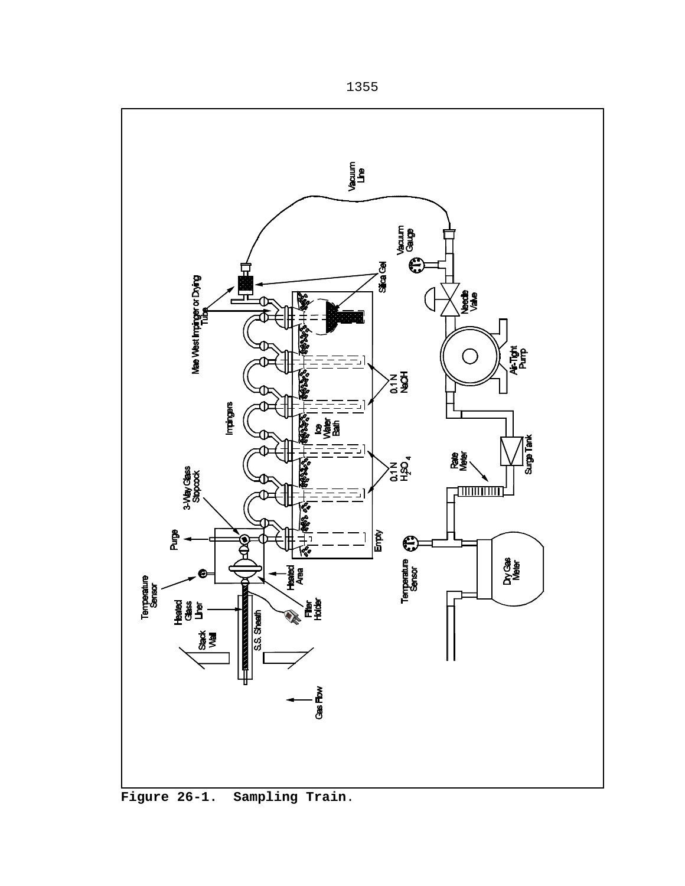Figure 26-1. Sampling Train.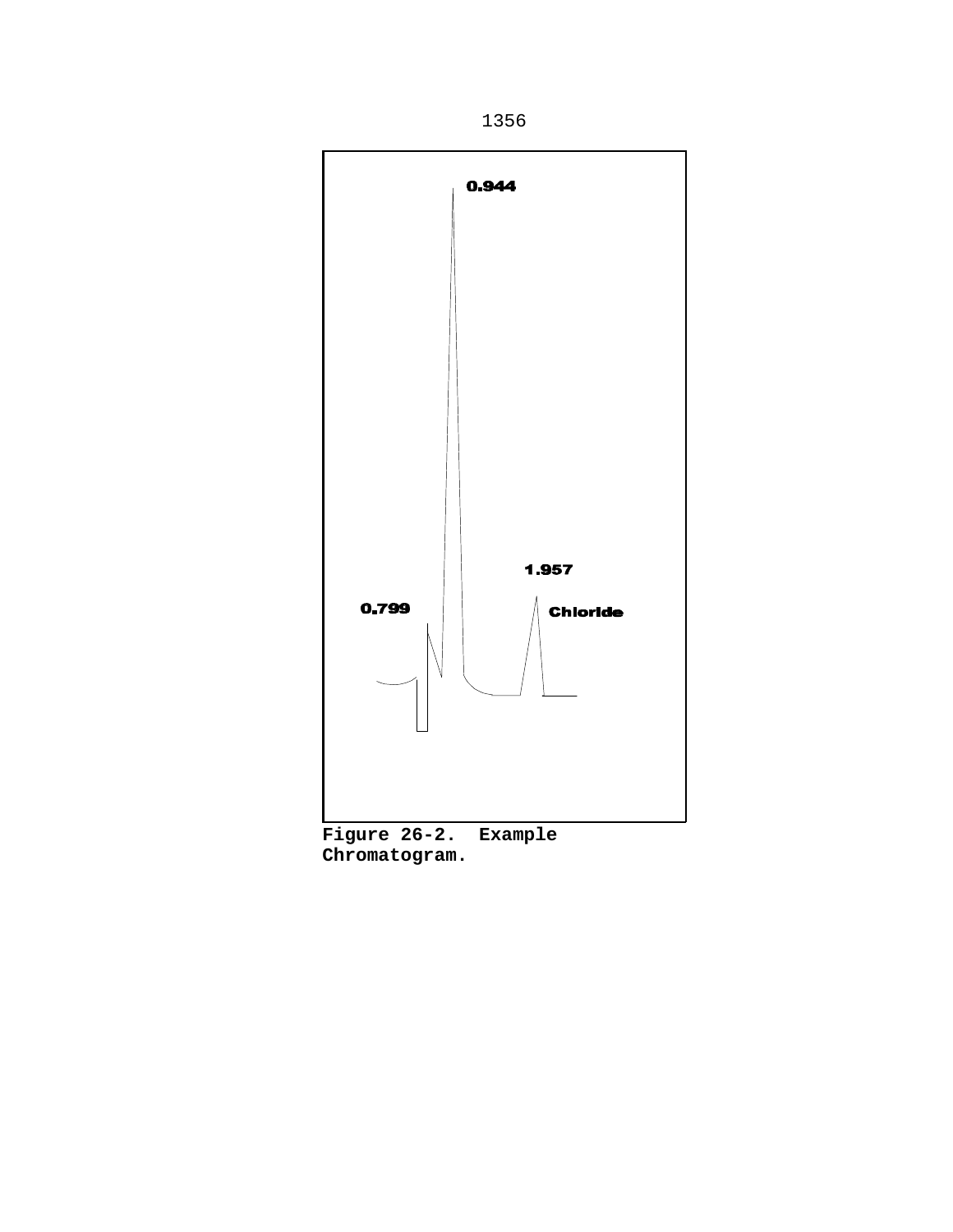0.944

1.957

0.799

Chloride

Figure 26-2. Example Chromatogram.